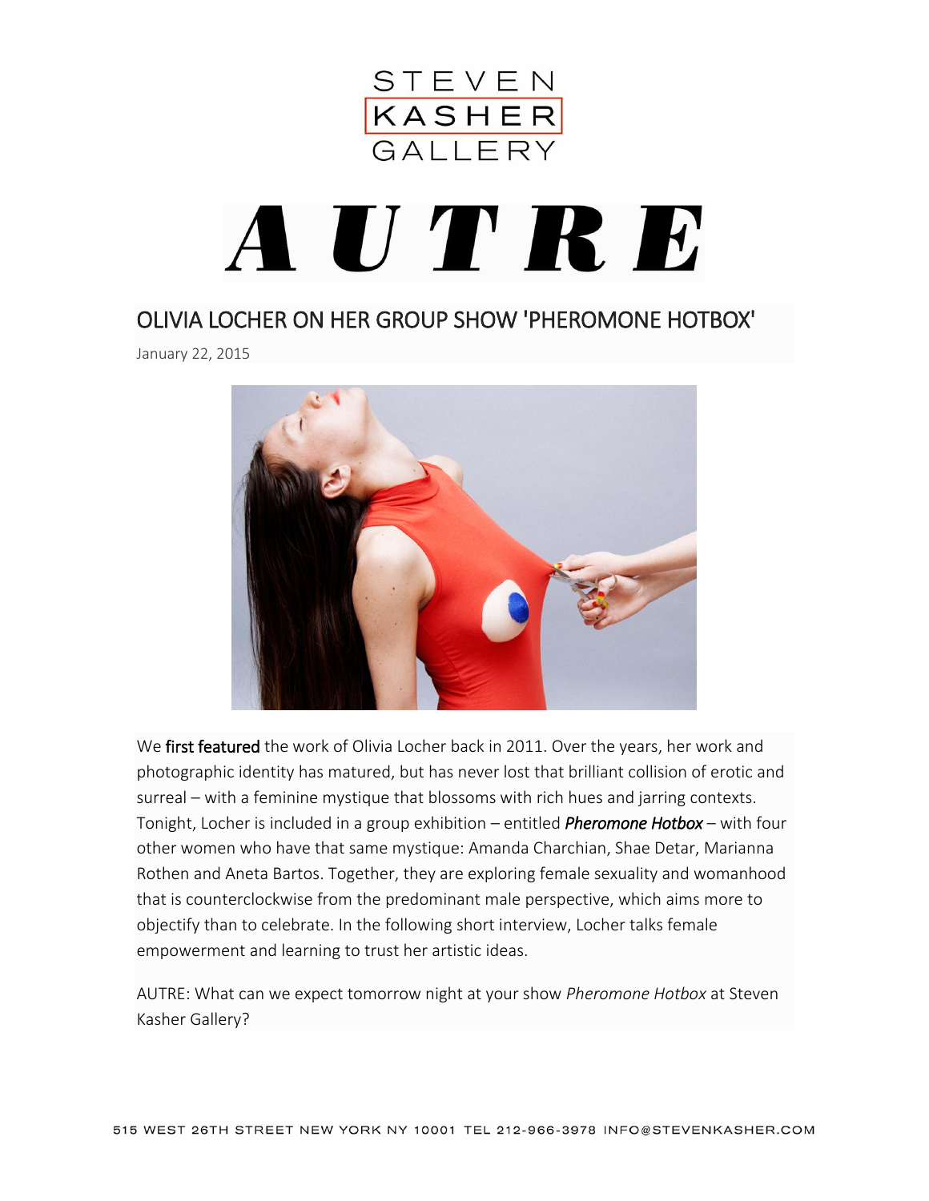# AUTRE

## OLIVIA LOCHER ON HER GROUP SHOW 'PHEROMONE HOTBOX'

January 22, 2015

We **first featured** the work of Olivia Locher back in 2011. Over the years, her work and photographic identity has matured, but has never lost that brilliant collision of erotic and surreal – with a feminine mystique that blossoms with rich hues and jarring contexts. Tonight, Locher is included in a group exhibition – entitled ***Pheromone Hotbox*** – with four other women who have that same mystique: Amanda Charchian, Shae Detar, Marianna Rothen and Aneta Bartos. Together, they are exploring female sexuality and womanhood that is counterclockwise from the predominant male perspective, which aims more to objectify than to celebrate. In the following short interview, Locher talks female empowerment and learning to trust her artistic ideas.

AUTRE: What can we expect tomorrow night at your show *Pheromone Hotbox* at Steven Kasher Gallery?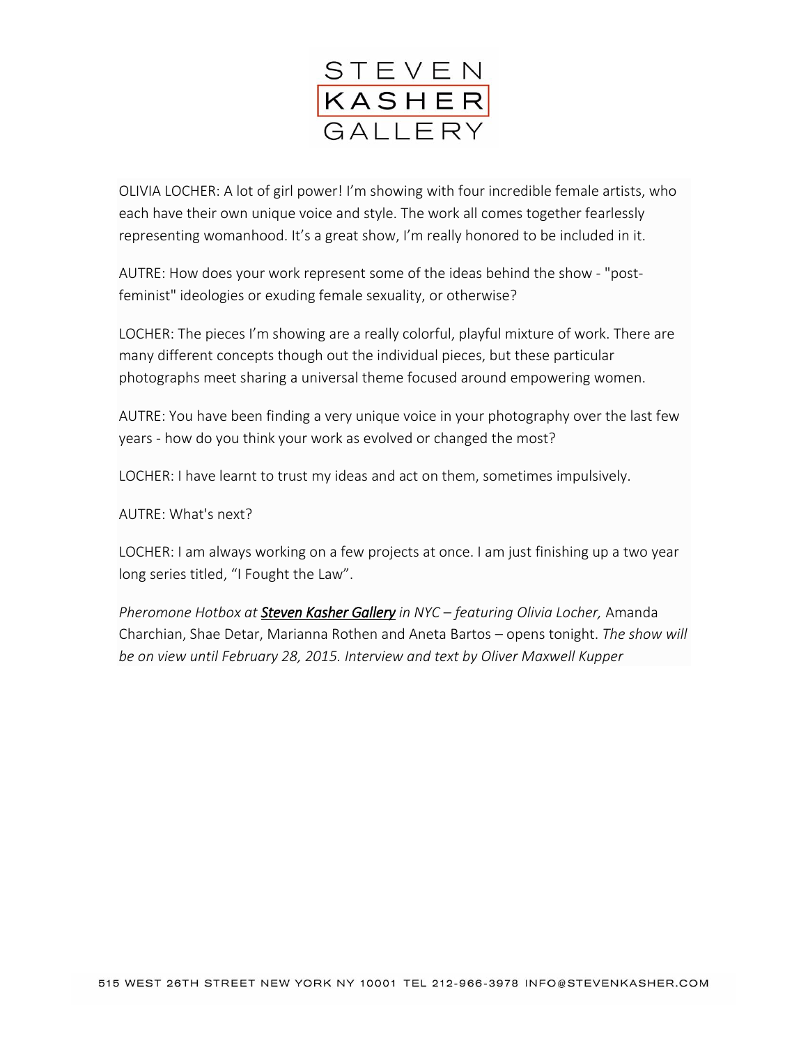OLIVIA LOCHER: A lot of girl power! I'm showing with four incredible female artists, who each have their own unique voice and style. The work all comes together fearlessly representing womanhood. It's a great show, I'm really honored to be included in it.

AUTRE: How does your work represent some of the ideas behind the show - "post-feminist" ideologies or exuding female sexuality, or otherwise?

LOCHER: The pieces I'm showing are a really colorful, playful mixture of work. There are many different concepts though out the individual pieces, but these particular photographs meet sharing a universal theme focused around empowering women.

AUTRE: You have been finding a very unique voice in your photography over the last few years - how do you think your work as evolved or changed the most?

LOCHER: I have learnt to trust my ideas and act on them, sometimes impulsively.

AUTRE: What's next?

LOCHER: I am always working on a few projects at once. I am just finishing up a two year long series titled, "I Fought the Law".

*Pheromone Hotbox at* ***Steven Kasher Gallery*** *in NYC – featuring Olivia Locher,* Amanda Charchian, Shae Detar, Marianna Rothen and Aneta Bartos – opens tonight. *The show will be on view until February 28, 2015. Interview and text by Oliver Maxwell Kupper*